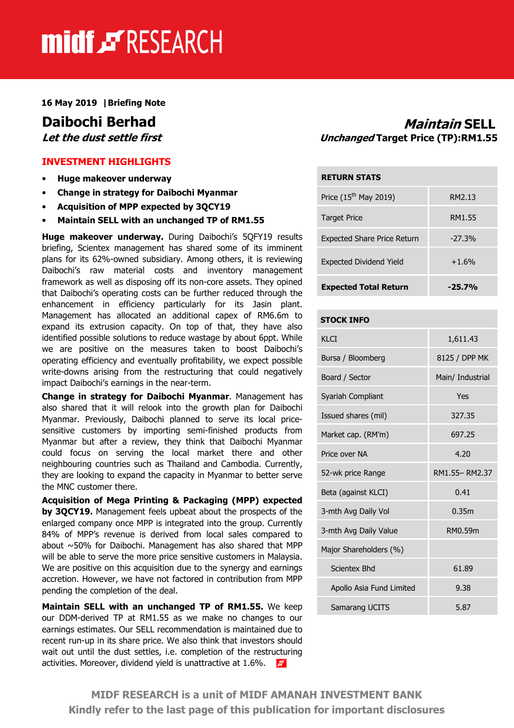**16 May 2019 | Briefing Note**

# Daibochi Berhad

***Let the dust settle first***

## ***Maintain* SELL**

***Unchanged* Target Price (TP):RM1.55**

## INVESTMENT HIGHLIGHTS

- **Huge makeover underway**
- **Change in strategy for Daibochi Myanmar**
- **Acquisition of MPP expected by 3QCY19**
- **Maintain SELL with an unchanged TP of RM1.55**

**Huge makeover underway.** During Daibochi's 5QFY19 results briefing, Scientex management has shared some of its imminent plans for its 62%-owned subsidiary. Among others, it is reviewing Daibochi's raw material costs and inventory management framework as well as disposing off its non-core assets. They opined that Daibochi's operating costs can be further reduced through the enhancement in efficiency particularly for its Jasin plant. Management has allocated an additional capex of RM6.6m to expand its extrusion capacity. On top of that, they have also identified possible solutions to reduce wastage by about 6ppt. While we are positive on the measures taken to boost Daibochi's operating efficiency and eventually profitability, we expect possible write-downs arising from the restructuring that could negatively impact Daibochi's earnings in the near-term.

**Change in strategy for Daibochi Myanmar**. Management has also shared that it will relook into the growth plan for Daibochi Myanmar. Previously, Daibochi planned to serve its local price-sensitive customers by importing semi-finished products from Myanmar but after a review, they think that Daibochi Myanmar could focus on serving the local market there and other neighbouring countries such as Thailand and Cambodia. Currently, they are looking to expand the capacity in Myanmar to better serve the MNC customer there.

**Acquisition of Mega Printing & Packaging (MPP) expected by 3QCY19.** Management feels upbeat about the prospects of the enlarged company once MPP is integrated into the group. Currently 84% of MPP's revenue is derived from local sales compared to about ~50% for Daibochi. Management has also shared that MPP will be able to serve the more price sensitive customers in Malaysia. We are positive on this acquisition due to the synergy and earnings accretion. However, we have not factored in contribution from MPP pending the completion of the deal.

**Maintain SELL with an unchanged TP of RM1.55.** We keep our DDM-derived TP at RM1.55 as we make no changes to our earnings estimates. Our SELL recommendation is maintained due to recent run-up in its share price. We also think that investors should wait out until the dust settles, i.e. completion of the restructuring activities. Moreover, dividend yield is unattractive at 1.6%.

| RETURN STATS | |
|---|---|
| Price (15th May 2019) | RM2.13 |
| Target Price | RM1.55 |
| Expected Share Price Return | -27.3% |
| Expected Dividend Yield | +1.6% |
| **Expected Total Return** | **-25.7%** |

| STOCK INFO | |
|---|---|
| KLCI | 1,611.43 |
| Bursa / Bloomberg | 8125 / DPP MK |
| Board / Sector | Main/ Industrial |
| Syariah Compliant | Yes |
| Issued shares (mil) | 327.35 |
| Market cap. (RM'm) | 697.25 |
| Price over NA | 4.20 |
| 52-wk price Range | RM1.55– RM2.37 |
| Beta (against KLCI) | 0.41 |
| 3-mth Avg Daily Vol | 0.35m |
| 3-mth Avg Daily Value | RM0.59m |
| Major Shareholders (%) | |
| Scientex Bhd | 61.89 |
| Apollo Asia Fund Limited | 9.38 |
| Samarang UCITS | 5.87 |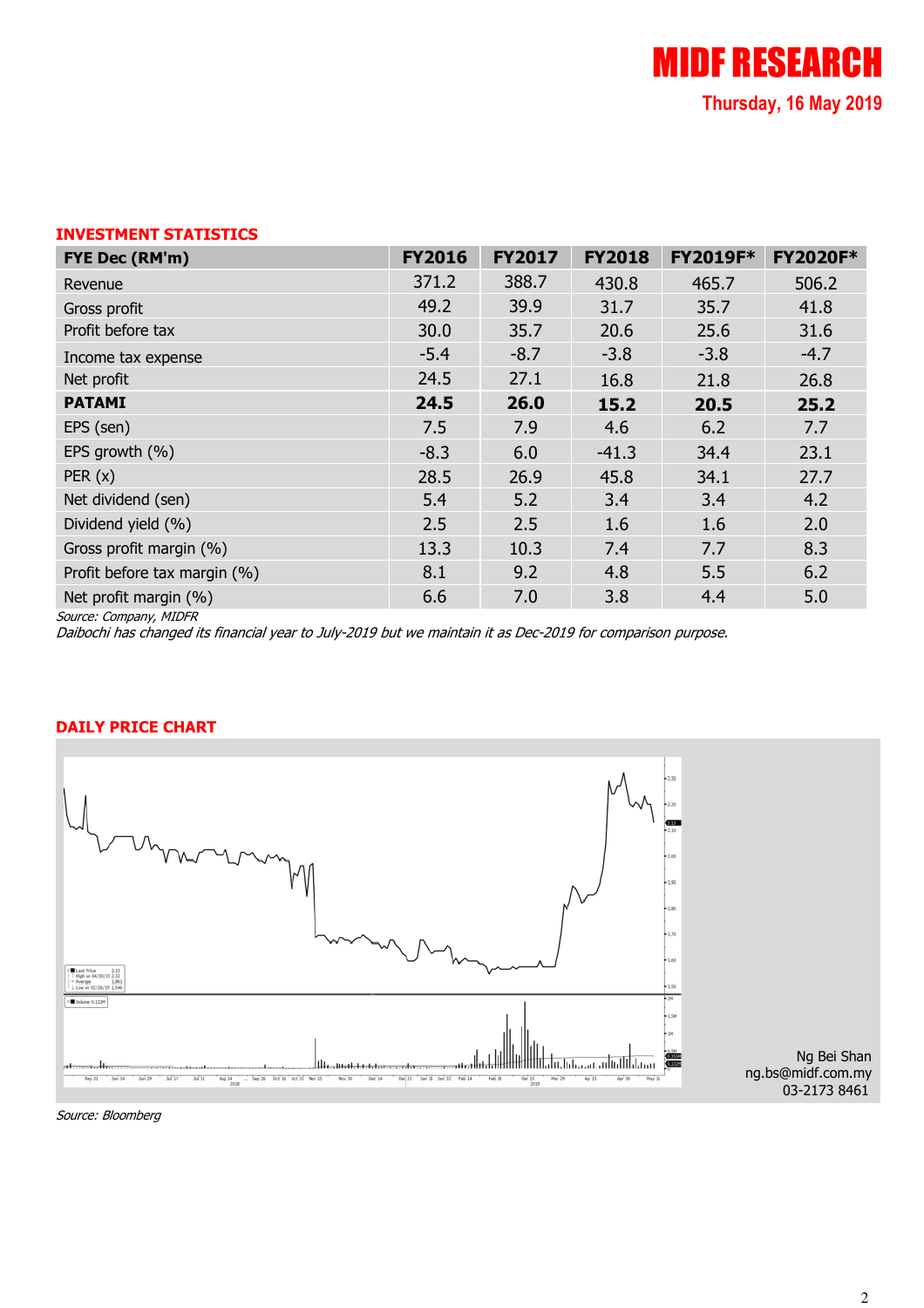## INVESTMENT STATISTICS

| FYE Dec (RM'm) | FY2016 | FY2017 | FY2018 | FY2019F* | FY2020F* |
|---|---|---|---|---|---|
| Revenue | 371.2 | 388.7 | 430.8 | 465.7 | 506.2 |
| Gross profit | 49.2 | 39.9 | 31.7 | 35.7 | 41.8 |
| Profit before tax | 30.0 | 35.7 | 20.6 | 25.6 | 31.6 |
| Income tax expense | -5.4 | -8.7 | -3.8 | -3.8 | -4.7 |
| Net profit | 24.5 | 27.1 | 16.8 | 21.8 | 26.8 |
| **PATAMI** | **24.5** | **26.0** | **15.2** | **20.5** | **25.2** |
| EPS (sen) | 7.5 | 7.9 | 4.6 | 6.2 | 7.7 |
| EPS growth (%) | -8.3 | 6.0 | -41.3 | 34.4 | 23.1 |
| PER (x) | 28.5 | 26.9 | 45.8 | 34.1 | 27.7 |
| Net dividend (sen) | 5.4 | 5.2 | 3.4 | 3.4 | 4.2 |
| Dividend yield (%) | 2.5 | 2.5 | 1.6 | 1.6 | 2.0 |
| Gross profit margin (%) | 13.3 | 10.3 | 7.4 | 7.7 | 8.3 |
| Profit before tax margin (%) | 8.1 | 9.2 | 4.8 | 5.5 | 6.2 |
| Net profit margin (%) | 6.6 | 7.0 | 3.8 | 4.4 | 5.0 |

*Source: Company, MIDFR*

*Daibochi has changed its financial year to July-2019 but we maintain it as Dec-2019 for comparison purpose.*

## DAILY PRICE CHART

*Source: Bloomberg*

Ng Bei Shan
ng.bs@midf.com.my
03-2173 8461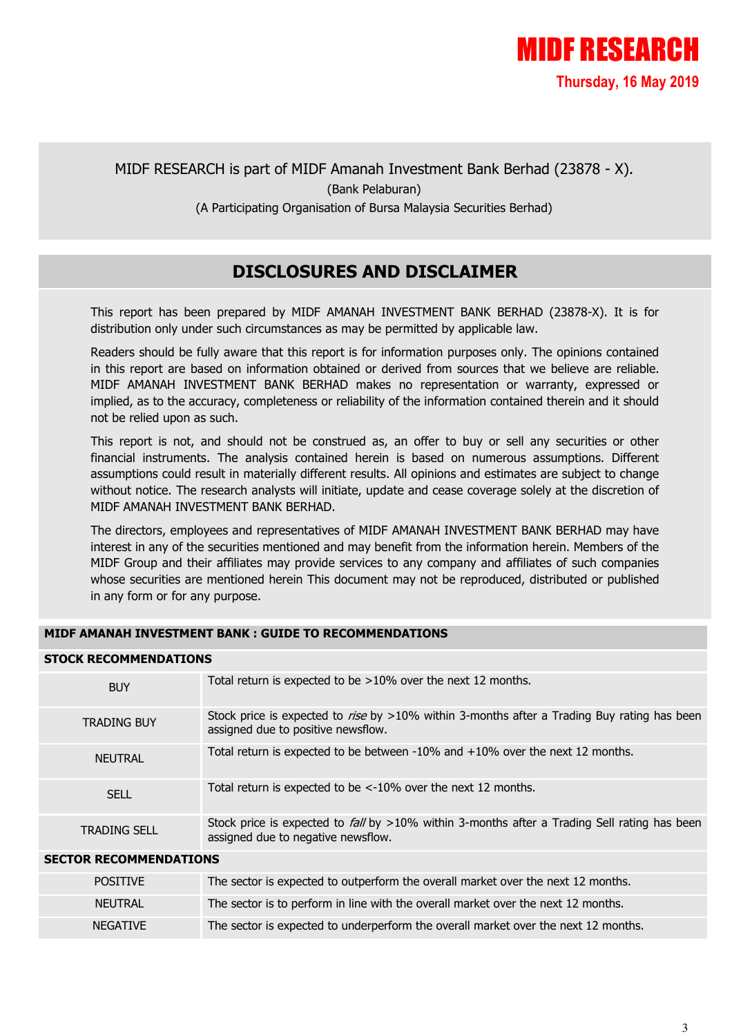MIDF RESEARCH

Thursday, 16 May 2019

MIDF RESEARCH is part of MIDF Amanah Investment Bank Berhad (23878 - X).

(Bank Pelaburan)

(A Participating Organisation of Bursa Malaysia Securities Berhad)

## DISCLOSURES AND DISCLAIMER

This report has been prepared by MIDF AMANAH INVESTMENT BANK BERHAD (23878-X). It is for distribution only under such circumstances as may be permitted by applicable law.

Readers should be fully aware that this report is for information purposes only. The opinions contained in this report are based on information obtained or derived from sources that we believe are reliable. MIDF AMANAH INVESTMENT BANK BERHAD makes no representation or warranty, expressed or implied, as to the accuracy, completeness or reliability of the information contained therein and it should not be relied upon as such.

This report is not, and should not be construed as, an offer to buy or sell any securities or other financial instruments. The analysis contained herein is based on numerous assumptions. Different assumptions could result in materially different results. All opinions and estimates are subject to change without notice. The research analysts will initiate, update and cease coverage solely at the discretion of MIDF AMANAH INVESTMENT BANK BERHAD.

The directors, employees and representatives of MIDF AMANAH INVESTMENT BANK BERHAD may have interest in any of the securities mentioned and may benefit from the information herein. Members of the MIDF Group and their affiliates may provide services to any company and affiliates of such companies whose securities are mentioned herein This document may not be reproduced, distributed or published in any form or for any purpose.

| **MIDF AMANAH INVESTMENT BANK : GUIDE TO RECOMMENDATIONS** | |
|---|---|
| **STOCK RECOMMENDATIONS** | |
| BUY | Total return is expected to be >10% over the next 12 months. |
| TRADING BUY | Stock price is expected to *rise* by >10% within 3-months after a Trading Buy rating has been assigned due to positive newsflow. |
| NEUTRAL | Total return is expected to be between -10% and +10% over the next 12 months. |
| SELL | Total return is expected to be <-10% over the next 12 months. |
| TRADING SELL | Stock price is expected to *fall* by >10% within 3-months after a Trading Sell rating has been assigned due to negative newsflow. |
| **SECTOR RECOMMENDATIONS** | |
| POSITIVE | The sector is expected to outperform the overall market over the next 12 months. |
| NEUTRAL | The sector is to perform in line with the overall market over the next 12 months. |
| NEGATIVE | The sector is expected to underperform the overall market over the next 12 months. |